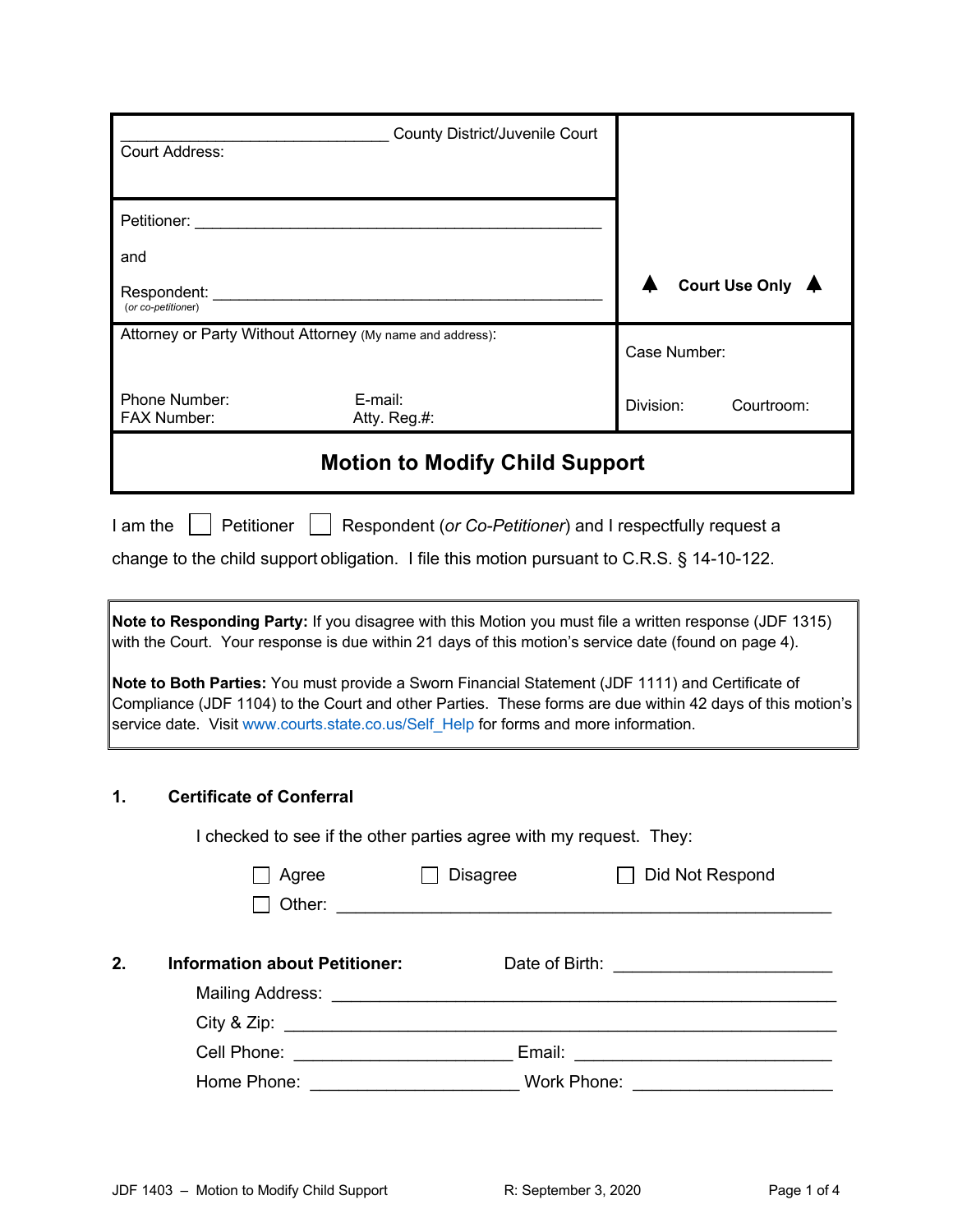| ______________________________ County District/Juvenile Court<br>Court Address: | |
|---|---|
| Petitioner: ____________________________________________<br><br>and<br><br>Respondent: ____________________________________________<br>*(or co-petitioner)* | ▲ **Court Use Only** ▲ |
| Attorney or Party Without Attorney (My name and address):<br><br>Phone Number: E-mail:<br>FAX Number: Atty. Reg.#: | Case Number:<br><br>Division: Courtroom: |

# Motion to Modify Child Support

I am the ☐ Petitioner ☐ Respondent (*or Co-Petitioner*) and I respectfully request a change to the child support obligation. I file this motion pursuant to C.R.S. § 14-10-122.

> **Note to Responding Party:** If you disagree with this Motion you must file a written response (JDF 1315) with the Court. Your response is due within 21 days of this motion's service date (found on page 4).
>
> **Note to Both Parties:** You must provide a Sworn Financial Statement (JDF 1111) and Certificate of Compliance (JDF 1104) to the Court and other Parties. These forms are due within 42 days of this motion's service date. Visit www.courts.state.co.us/Self_Help for forms and more information.

## 1. Certificate of Conferral

I checked to see if the other parties agree with my request. They:

☐ Agree ☐ Disagree ☐ Did Not Respond

☐ Other: ____________________________________________

## 2. Information about Petitioner:

Date of Birth: ______________________

Mailing Address: ____________________________________________

City & Zip: ____________________________________________

Cell Phone: ______________________ Email: ______________________

Home Phone: ______________________ Work Phone: ______________________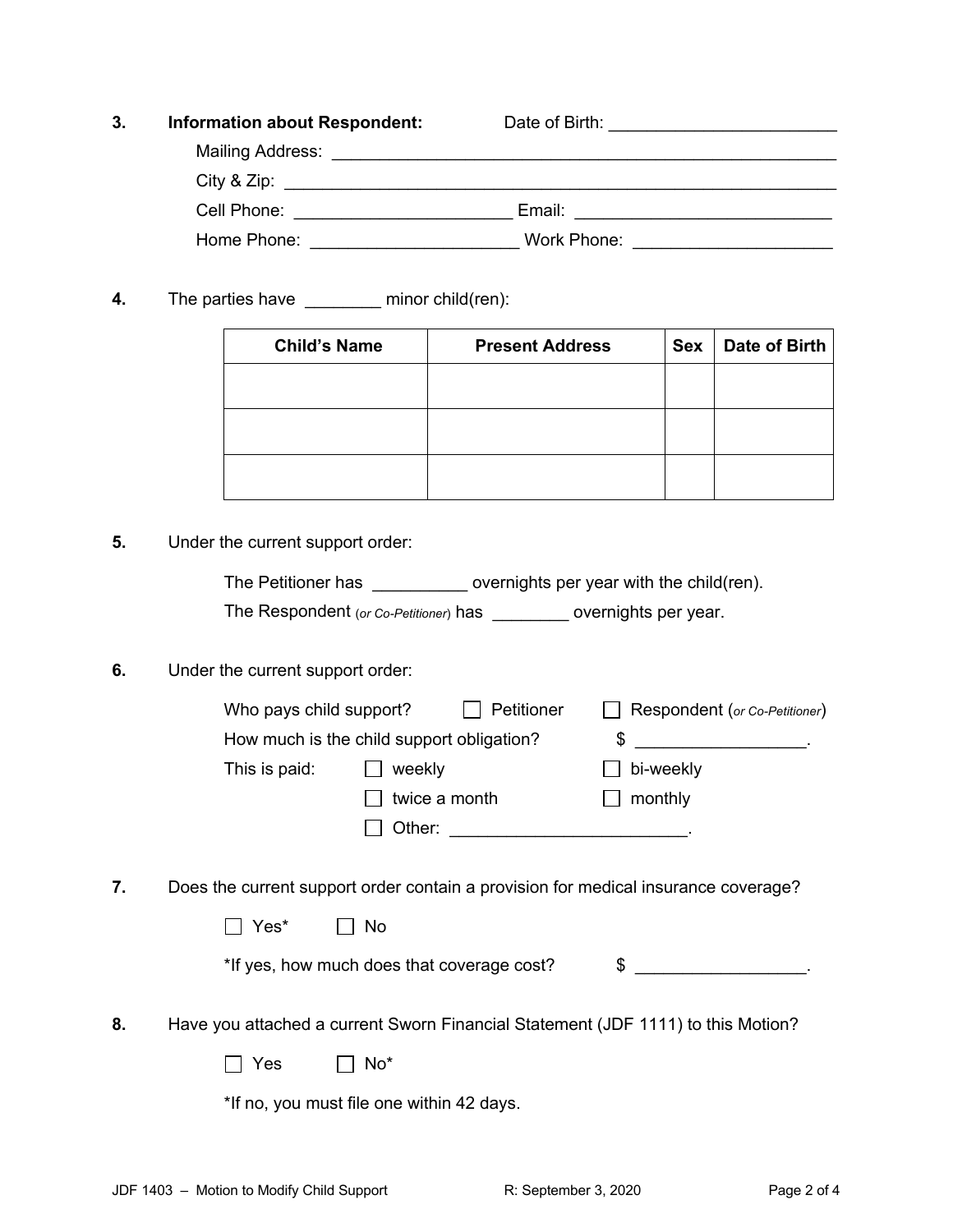**3. Information about Respondent:** Date of Birth: ________________________

Mailing Address: ______________________________________________________

City & Zip: __________________________________________________________

Cell Phone: ______________________ Email: ___________________________

Home Phone: ______________________ Work Phone: _____________________

**4.** The parties have ________ minor child(ren):

| Child's Name | Present Address | Sex | Date of Birth |
|---|---|---|---|
| | | | |
| | | | |
| | | | |

**5.** Under the current support order:

The Petitioner has __________ overnights per year with the child(ren).

The Respondent (*or Co-Petitioner*) has ________ overnights per year.

**6.** Under the current support order:

Who pays child support? ☐ Petitioner ☐ Respondent (*or Co-Petitioner*)

How much is the child support obligation? $ _________________.

This is paid: ☐ weekly ☐ bi-weekly

☐ twice a month ☐ monthly

☐ Other: ________________________.

**7.** Does the current support order contain a provision for medical insurance coverage?

☐ Yes* ☐ No

*If yes, how much does that coverage cost? $ _________________.

**8.** Have you attached a current Sworn Financial Statement (JDF 1111) to this Motion?

☐ Yes ☐ No*

*If no, you must file one within 42 days.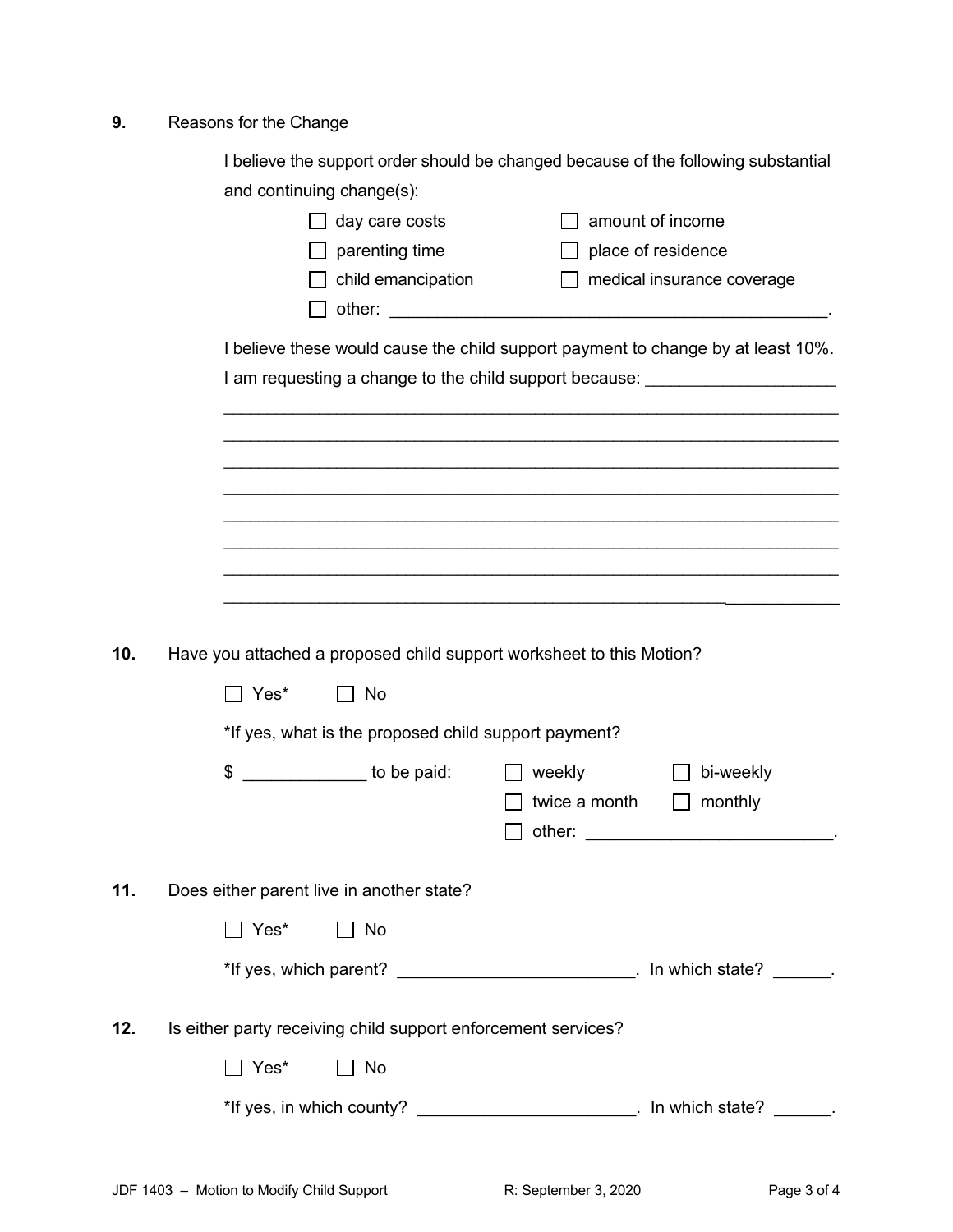**9.** Reasons for the Change

I believe the support order should be changed because of the following substantial and continuing change(s):

- ☐ day care costs
- ☐ amount of income
- ☐ parenting time
- ☐ place of residence
- ☐ child emancipation
- ☐ medical insurance coverage
- ☐ other: ______________________________________________.

I believe these would cause the child support payment to change by at least 10%.

I am requesting a change to the child support because: ____________________

_________________________________________________________________

_________________________________________________________________

_________________________________________________________________

_________________________________________________________________

_________________________________________________________________

_________________________________________________________________

_________________________________________________________________

_________________________________________________________________

**10.** Have you attached a proposed child support worksheet to this Motion?

☐ Yes* ☐ No

*If yes, what is the proposed child support payment?

$ _____________ to be paid:

- ☐ weekly
- ☐ bi-weekly
- ☐ twice a month
- ☐ monthly
- ☐ other: _________________________.

**11.** Does either parent live in another state?

☐ Yes* ☐ No

*If yes, which parent? ________________________. In which state? ______.

**12.** Is either party receiving child support enforcement services?

☐ Yes* ☐ No

*If yes, in which county? ______________________. In which state? ______.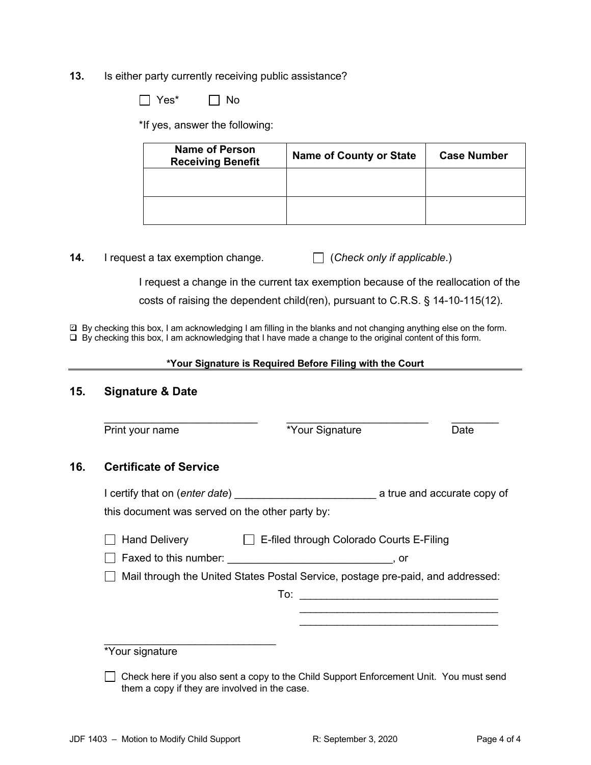**13.** Is either party currently receiving public assistance?

☐ Yes* ☐ No

*If yes, answer the following:

| Name of Person Receiving Benefit | Name of County or State | Case Number |
|---|---|---|
| | | |
| | | |

**14.** I request a tax exemption change. ☐ (*Check only if applicable*.)

I request a change in the current tax exemption because of the reallocation of the costs of raising the dependent child(ren), pursuant to C.R.S. § 14-10-115(12).

☑ By checking this box, I am acknowledging I am filling in the blanks and not changing anything else on the form.
☐ By checking this box, I am acknowledging that I have made a change to the original content of this form.

**\*Your Signature is Required Before Filing with the Court**

## 15. Signature & Date

\_\_\_\_\_\_\_\_\_\_\_\_\_\_\_\_\_\_\_\_\_\_\_\_\_\_ \_\_\_\_\_\_\_\_\_\_\_\_\_\_\_\_\_\_\_\_\_\_\_\_\_ \_\_\_\_\_\_\_\_
Print your name *Your Signature Date

## 16. Certificate of Service

I certify that on (*enter date*) \_\_\_\_\_\_\_\_\_\_\_\_\_\_\_\_\_\_\_\_\_\_\_\_ a true and accurate copy of this document was served on the other party by:

☐ Hand Delivery ☐ E-filed through Colorado Courts E-Filing

☐ Faxed to this number: \_\_\_\_\_\_\_\_\_\_\_\_\_\_\_\_\_\_\_\_\_\_\_\_\_\_\_\_, or

☐ Mail through the United States Postal Service, postage pre-paid, and addressed:

To: \_\_\_\_\_\_\_\_\_\_\_\_\_\_\_\_\_\_\_\_\_\_\_\_\_\_\_\_\_\_\_\_\_\_\_
\_\_\_\_\_\_\_\_\_\_\_\_\_\_\_\_\_\_\_\_\_\_\_\_\_\_\_\_\_\_\_\_\_\_\_
\_\_\_\_\_\_\_\_\_\_\_\_\_\_\_\_\_\_\_\_\_\_\_\_\_\_\_\_\_\_\_\_\_\_\_

\_\_\_\_\_\_\_\_\_\_\_\_\_\_\_\_\_\_\_\_\_\_\_\_\_\_\_\_\_\_
*Your signature

☐ Check here if you also sent a copy to the Child Support Enforcement Unit. You must send them a copy if they are involved in the case.

JDF 1403 – Motion to Modify Child Support R: September 3, 2020